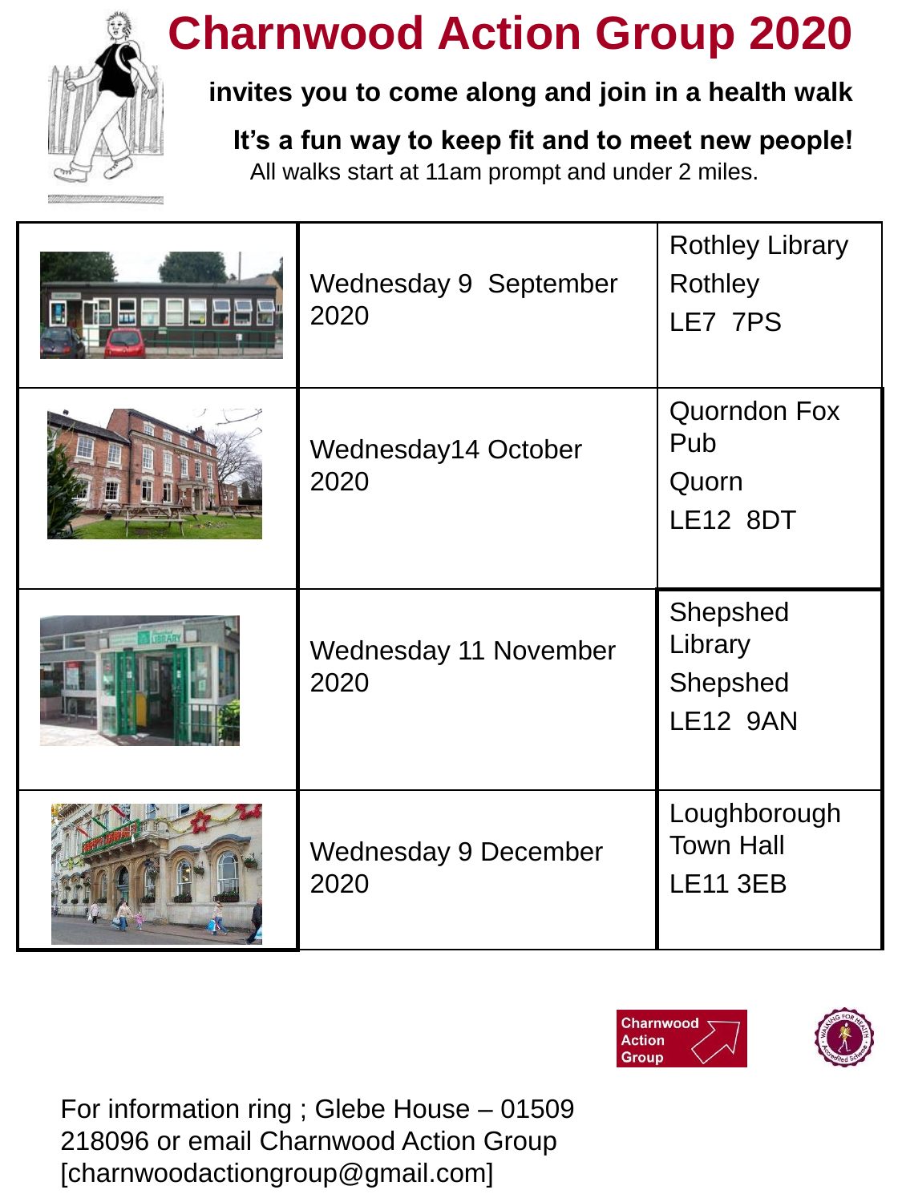# Charnwood Action Group 2020

**invites you to come along and join in a health walk**

**It's a fun way to keep fit and to meet new people!**

All walks start at 11am prompt and under 2 miles.

| | Date | Location |
|---|---|---|
| | Wednesday 9 September 2020 | Rothley Library<br>Rothley<br>LE7 7PS |
| | Wednesday14 October 2020 | Quorndon Fox Pub<br>Quorn<br>LE12 8DT |
| | Wednesday 11 November 2020 | Shepshed Library<br>Shepshed<br>LE12 9AN |
| | Wednesday 9 December 2020 | Loughborough Town Hall<br>LE11 3EB |

Charnwood Action Group

For information ring ; Glebe House – 01509 218096 or email Charnwood Action Group [charnwoodactiongroup@gmail.com]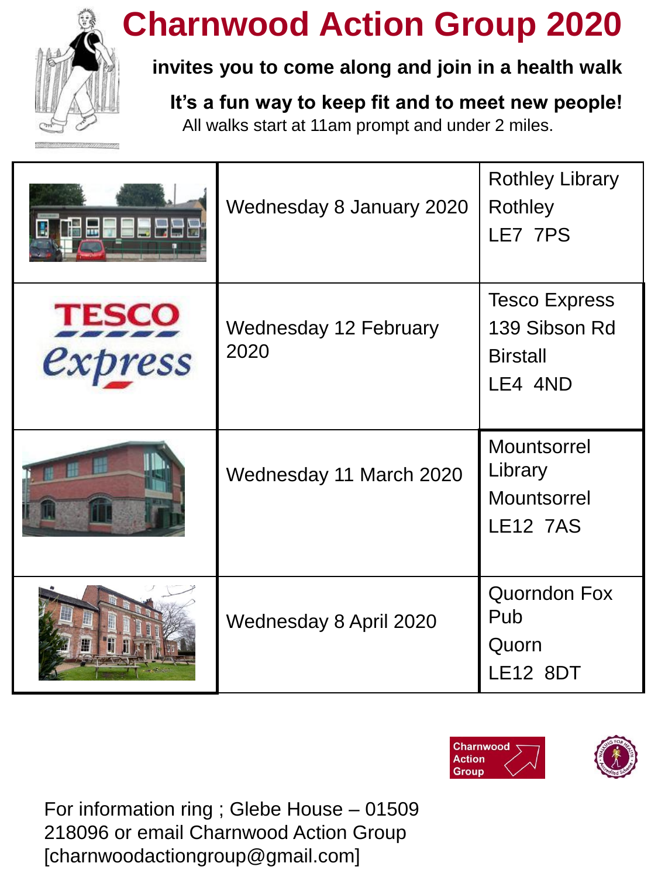# Charnwood Action Group 2020

**invites you to come along and join in a health walk**

**It's a fun way to keep fit and to meet new people!**

All walks start at 11am prompt and under 2 miles.

| | Date | Location |
|---|---|---|
| | Wednesday 8 January 2020 | Rothley Library<br>Rothley<br>LE7 7PS |
| TESCO express | Wednesday 12 February 2020 | Tesco Express<br>139 Sibson Rd<br>Birstall<br>LE4 4ND |
| | Wednesday 11 March 2020 | Mountsorrel Library<br>Mountsorrel<br>LE12 7AS |
| | Wednesday 8 April 2020 | Quorndon Fox Pub<br>Quorn<br>LE12 8DT |

Charnwood Action Group

For information ring ; Glebe House – 01509 218096 or email Charnwood Action Group [charnwoodactiongroup@gmail.com]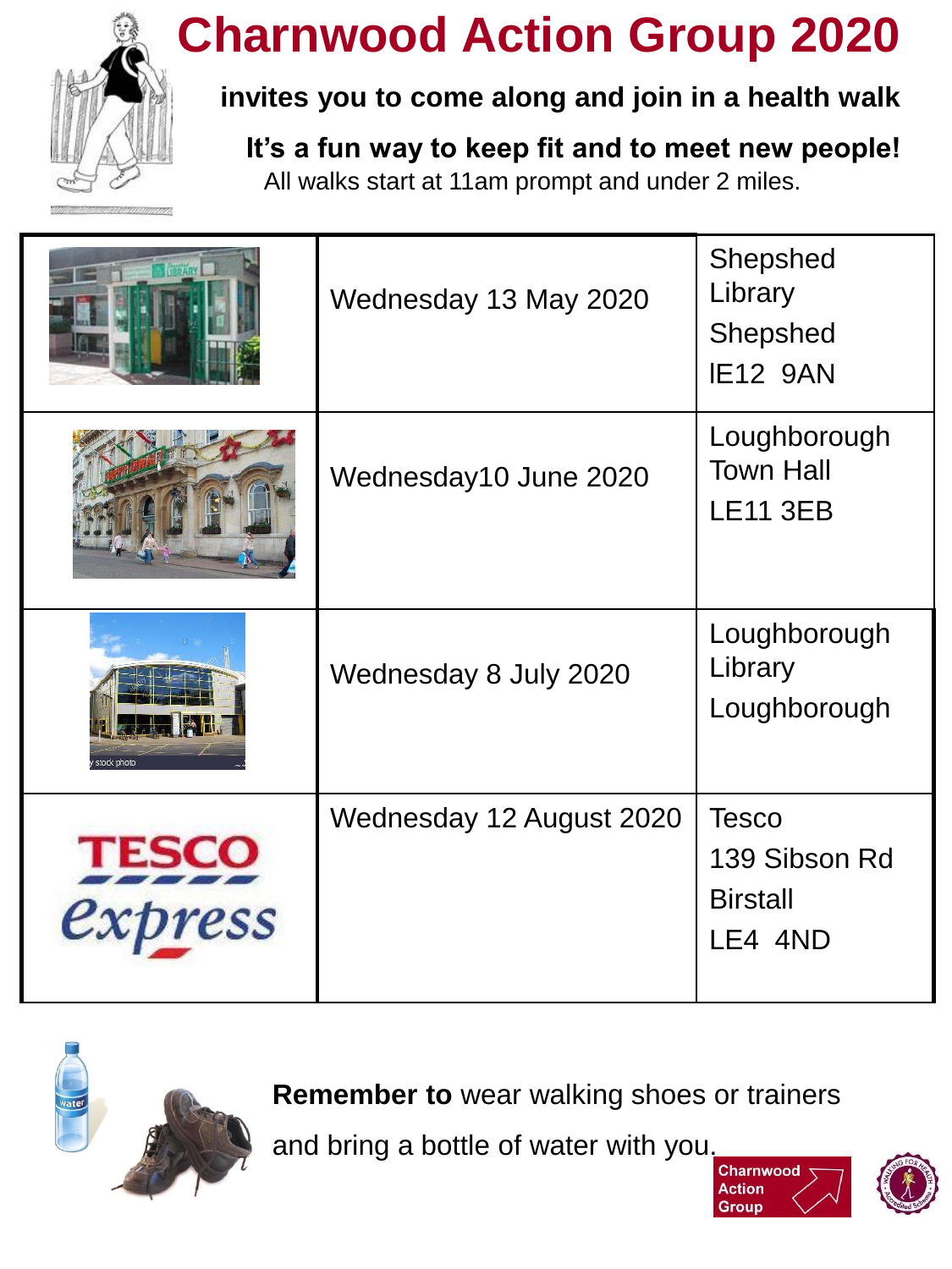# Charnwood Action Group 2020

**invites you to come along and join in a health walk**

**It's a fun way to keep fit and to meet new people!**

All walks start at 11am prompt and under 2 miles.

| | | |
|---|---|---|
| | Wednesday 13 May 2020 | Shepshed Library Shepshed lE12 9AN |
| | Wednesday10 June 2020 | Loughborough Town Hall LE11 3EB |
| | Wednesday 8 July 2020 | Loughborough Library Loughborough |
| TESCO express | Wednesday 12 August 2020 | Tesco 139 Sibson Rd Birstall LE4 4ND |

**Remember to** wear walking shoes or trainers

and bring a bottle of water with you.

Charnwood Action Group